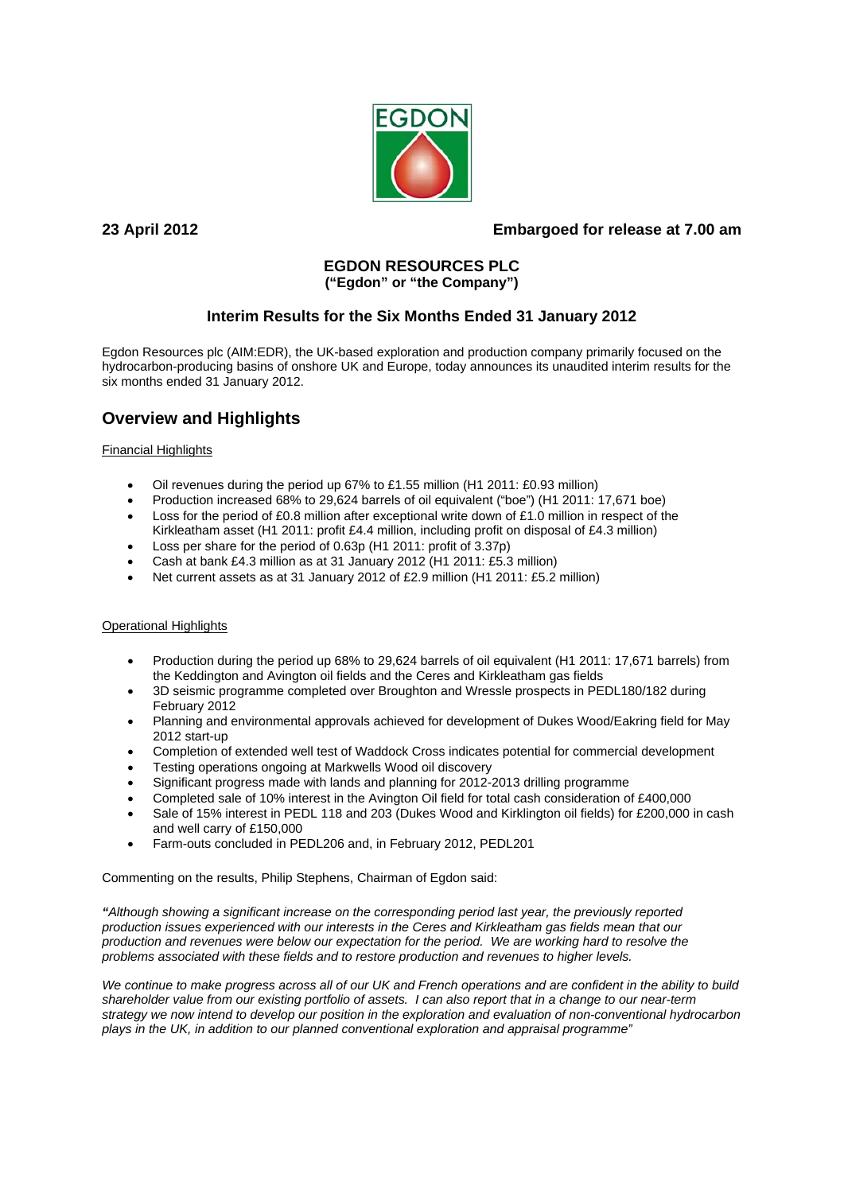**23 April 2012** **Embargoed for release at 7.00 am**

# EGDON RESOURCES PLC
**("Egdon" or "the Company")**

## Interim Results for the Six Months Ended 31 January 2012

Egdon Resources plc (AIM:EDR), the UK-based exploration and production company primarily focused on the hydrocarbon-producing basins of onshore UK and Europe, today announces its unaudited interim results for the six months ended 31 January 2012.

## Overview and Highlights

Financial Highlights

- Oil revenues during the period up 67% to £1.55 million (H1 2011: £0.93 million)
- Production increased 68% to 29,624 barrels of oil equivalent ("boe") (H1 2011: 17,671 boe)
- Loss for the period of £0.8 million after exceptional write down of £1.0 million in respect of the Kirkleatham asset (H1 2011: profit £4.4 million, including profit on disposal of £4.3 million)
- Loss per share for the period of 0.63p (H1 2011: profit of 3.37p)
- Cash at bank £4.3 million as at 31 January 2012 (H1 2011: £5.3 million)
- Net current assets as at 31 January 2012 of £2.9 million (H1 2011: £5.2 million)

Operational Highlights

- Production during the period up 68% to 29,624 barrels of oil equivalent (H1 2011: 17,671 barrels) from the Keddington and Avington oil fields and the Ceres and Kirkleatham gas fields
- 3D seismic programme completed over Broughton and Wressle prospects in PEDL180/182 during February 2012
- Planning and environmental approvals achieved for development of Dukes Wood/Eakring field for May 2012 start-up
- Completion of extended well test of Waddock Cross indicates potential for commercial development
- Testing operations ongoing at Markwells Wood oil discovery
- Significant progress made with lands and planning for 2012-2013 drilling programme
- Completed sale of 10% interest in the Avington Oil field for total cash consideration of £400,000
- Sale of 15% interest in PEDL 118 and 203 (Dukes Wood and Kirklington oil fields) for £200,000 in cash and well carry of £150,000
- Farm-outs concluded in PEDL206 and, in February 2012, PEDL201

Commenting on the results, Philip Stephens, Chairman of Egdon said:

*"Although showing a significant increase on the corresponding period last year, the previously reported production issues experienced with our interests in the Ceres and Kirkleatham gas fields mean that our production and revenues were below our expectation for the period. We are working hard to resolve the problems associated with these fields and to restore production and revenues to higher levels.*

*We continue to make progress across all of our UK and French operations and are confident in the ability to build shareholder value from our existing portfolio of assets. I can also report that in a change to our near-term strategy we now intend to develop our position in the exploration and evaluation of non-conventional hydrocarbon plays in the UK, in addition to our planned conventional exploration and appraisal programme"*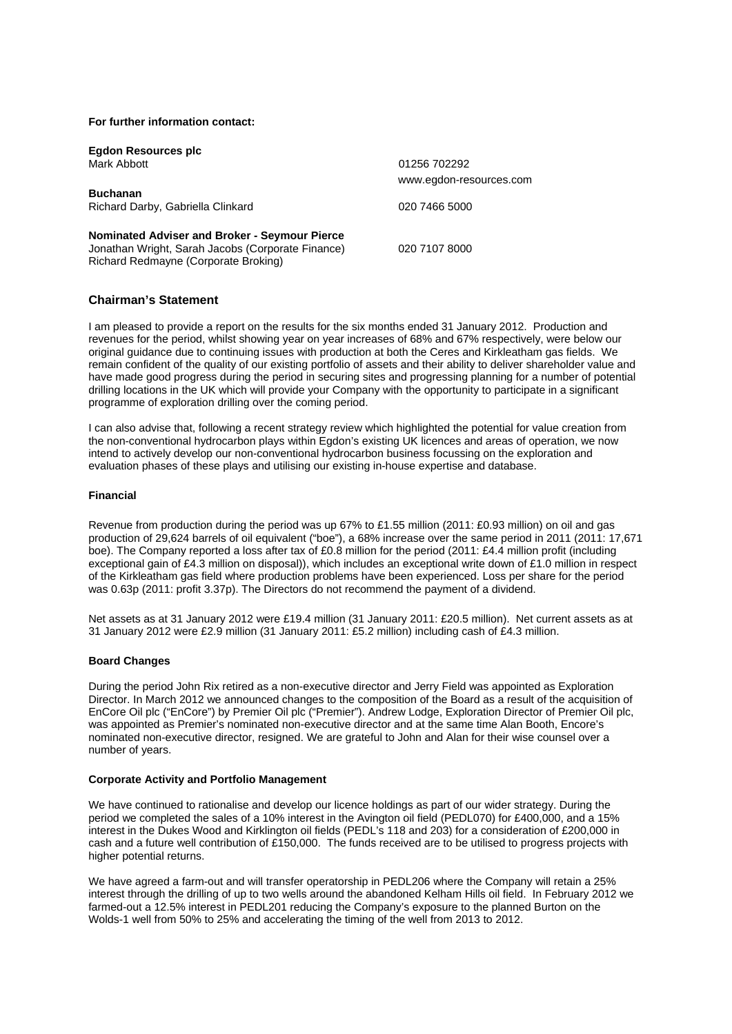**For further information contact:**

| | |
|---|---|
| **Egdon Resources plc** | |
| Mark Abbott | 01256 702292 |
| | www.egdon-resources.com |
| **Buchanan** | |
| Richard Darby, Gabriella Clinkard | 020 7466 5000 |
| **Nominated Adviser and Broker - Seymour Pierce** | |
| Jonathan Wright, Sarah Jacobs (Corporate Finance) | 020 7107 8000 |
| Richard Redmayne (Corporate Broking) | |

## Chairman's Statement

I am pleased to provide a report on the results for the six months ended 31 January 2012. Production and revenues for the period, whilst showing year on year increases of 68% and 67% respectively, were below our original guidance due to continuing issues with production at both the Ceres and Kirkleatham gas fields. We remain confident of the quality of our existing portfolio of assets and their ability to deliver shareholder value and have made good progress during the period in securing sites and progressing planning for a number of potential drilling locations in the UK which will provide your Company with the opportunity to participate in a significant programme of exploration drilling over the coming period.

I can also advise that, following a recent strategy review which highlighted the potential for value creation from the non-conventional hydrocarbon plays within Egdon's existing UK licences and areas of operation, we now intend to actively develop our non-conventional hydrocarbon business focussing on the exploration and evaluation phases of these plays and utilising our existing in-house expertise and database.

### Financial

Revenue from production during the period was up 67% to £1.55 million (2011: £0.93 million) on oil and gas production of 29,624 barrels of oil equivalent ("boe"), a 68% increase over the same period in 2011 (2011: 17,671 boe). The Company reported a loss after tax of £0.8 million for the period (2011: £4.4 million profit (including exceptional gain of £4.3 million on disposal)), which includes an exceptional write down of £1.0 million in respect of the Kirkleatham gas field where production problems have been experienced. Loss per share for the period was 0.63p (2011: profit 3.37p). The Directors do not recommend the payment of a dividend.

Net assets as at 31 January 2012 were £19.4 million (31 January 2011: £20.5 million). Net current assets as at 31 January 2012 were £2.9 million (31 January 2011: £5.2 million) including cash of £4.3 million.

### Board Changes

During the period John Rix retired as a non-executive director and Jerry Field was appointed as Exploration Director. In March 2012 we announced changes to the composition of the Board as a result of the acquisition of EnCore Oil plc ("EnCore") by Premier Oil plc ("Premier"). Andrew Lodge, Exploration Director of Premier Oil plc, was appointed as Premier's nominated non-executive director and at the same time Alan Booth, Encore's nominated non-executive director, resigned. We are grateful to John and Alan for their wise counsel over a number of years.

### Corporate Activity and Portfolio Management

We have continued to rationalise and develop our licence holdings as part of our wider strategy. During the period we completed the sales of a 10% interest in the Avington oil field (PEDL070) for £400,000, and a 15% interest in the Dukes Wood and Kirklington oil fields (PEDL's 118 and 203) for a consideration of £200,000 in cash and a future well contribution of £150,000. The funds received are to be utilised to progress projects with higher potential returns.

We have agreed a farm-out and will transfer operatorship in PEDL206 where the Company will retain a 25% interest through the drilling of up to two wells around the abandoned Kelham Hills oil field. In February 2012 we farmed-out a 12.5% interest in PEDL201 reducing the Company's exposure to the planned Burton on the Wolds-1 well from 50% to 25% and accelerating the timing of the well from 2013 to 2012.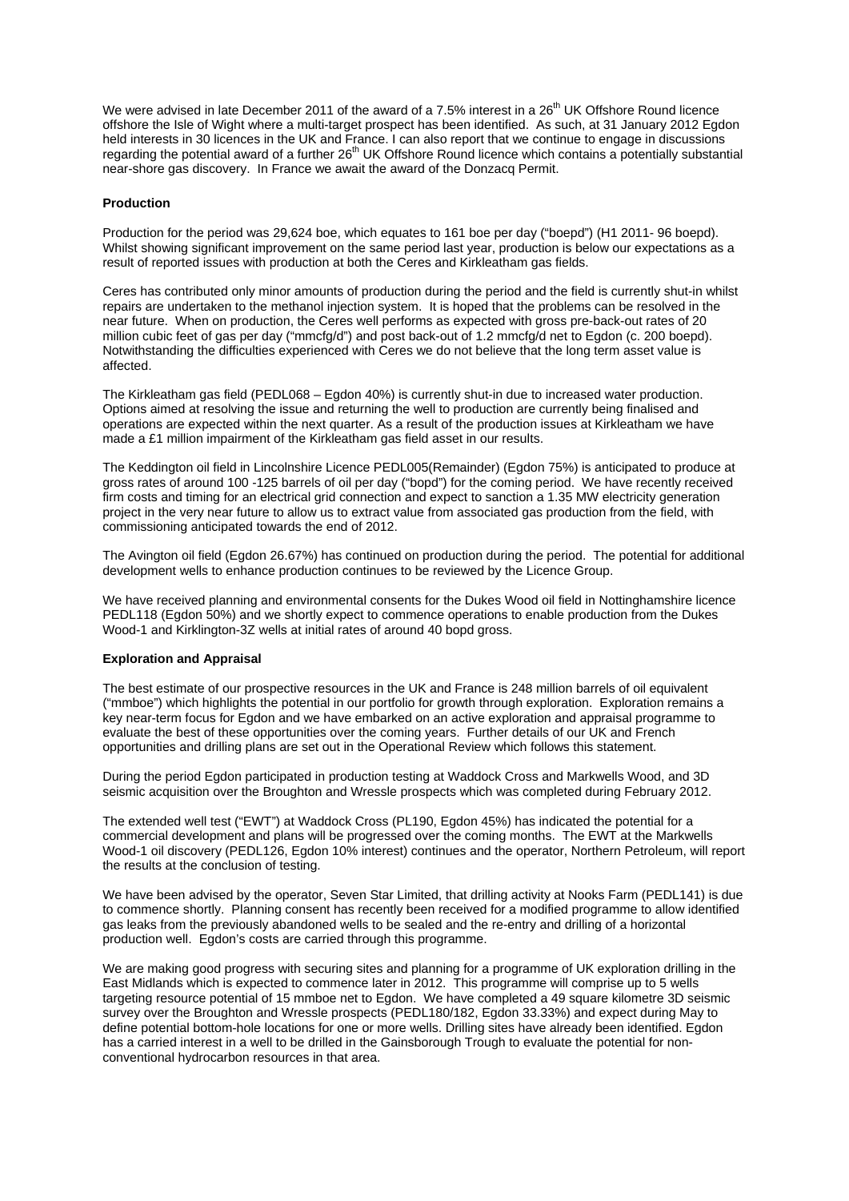We were advised in late December 2011 of the award of a 7.5% interest in a 26th UK Offshore Round licence offshore the Isle of Wight where a multi-target prospect has been identified. As such, at 31 January 2012 Egdon held interests in 30 licences in the UK and France. I can also report that we continue to engage in discussions regarding the potential award of a further 26th UK Offshore Round licence which contains a potentially substantial near-shore gas discovery. In France we await the award of the Donzacq Permit.

**Production**

Production for the period was 29,624 boe, which equates to 161 boe per day ("boepd") (H1 2011- 96 boepd). Whilst showing significant improvement on the same period last year, production is below our expectations as a result of reported issues with production at both the Ceres and Kirkleatham gas fields.

Ceres has contributed only minor amounts of production during the period and the field is currently shut-in whilst repairs are undertaken to the methanol injection system. It is hoped that the problems can be resolved in the near future. When on production, the Ceres well performs as expected with gross pre-back-out rates of 20 million cubic feet of gas per day ("mmcfg/d") and post back-out of 1.2 mmcfg/d net to Egdon (c. 200 boepd). Notwithstanding the difficulties experienced with Ceres we do not believe that the long term asset value is affected.

The Kirkleatham gas field (PEDL068 – Egdon 40%) is currently shut-in due to increased water production. Options aimed at resolving the issue and returning the well to production are currently being finalised and operations are expected within the next quarter. As a result of the production issues at Kirkleatham we have made a £1 million impairment of the Kirkleatham gas field asset in our results.

The Keddington oil field in Lincolnshire Licence PEDL005(Remainder) (Egdon 75%) is anticipated to produce at gross rates of around 100 -125 barrels of oil per day ("bopd") for the coming period. We have recently received firm costs and timing for an electrical grid connection and expect to sanction a 1.35 MW electricity generation project in the very near future to allow us to extract value from associated gas production from the field, with commissioning anticipated towards the end of 2012.

The Avington oil field (Egdon 26.67%) has continued on production during the period. The potential for additional development wells to enhance production continues to be reviewed by the Licence Group.

We have received planning and environmental consents for the Dukes Wood oil field in Nottinghamshire licence PEDL118 (Egdon 50%) and we shortly expect to commence operations to enable production from the Dukes Wood-1 and Kirklington-3Z wells at initial rates of around 40 bopd gross.

**Exploration and Appraisal**

The best estimate of our prospective resources in the UK and France is 248 million barrels of oil equivalent ("mmboe") which highlights the potential in our portfolio for growth through exploration. Exploration remains a key near-term focus for Egdon and we have embarked on an active exploration and appraisal programme to evaluate the best of these opportunities over the coming years. Further details of our UK and French opportunities and drilling plans are set out in the Operational Review which follows this statement.

During the period Egdon participated in production testing at Waddock Cross and Markwells Wood, and 3D seismic acquisition over the Broughton and Wressle prospects which was completed during February 2012.

The extended well test ("EWT") at Waddock Cross (PL190, Egdon 45%) has indicated the potential for a commercial development and plans will be progressed over the coming months. The EWT at the Markwells Wood-1 oil discovery (PEDL126, Egdon 10% interest) continues and the operator, Northern Petroleum, will report the results at the conclusion of testing.

We have been advised by the operator, Seven Star Limited, that drilling activity at Nooks Farm (PEDL141) is due to commence shortly. Planning consent has recently been received for a modified programme to allow identified gas leaks from the previously abandoned wells to be sealed and the re-entry and drilling of a horizontal production well. Egdon's costs are carried through this programme.

We are making good progress with securing sites and planning for a programme of UK exploration drilling in the East Midlands which is expected to commence later in 2012. This programme will comprise up to 5 wells targeting resource potential of 15 mmboe net to Egdon. We have completed a 49 square kilometre 3D seismic survey over the Broughton and Wressle prospects (PEDL180/182, Egdon 33.33%) and expect during May to define potential bottom-hole locations for one or more wells. Drilling sites have already been identified. Egdon has a carried interest in a well to be drilled in the Gainsborough Trough to evaluate the potential for non-conventional hydrocarbon resources in that area.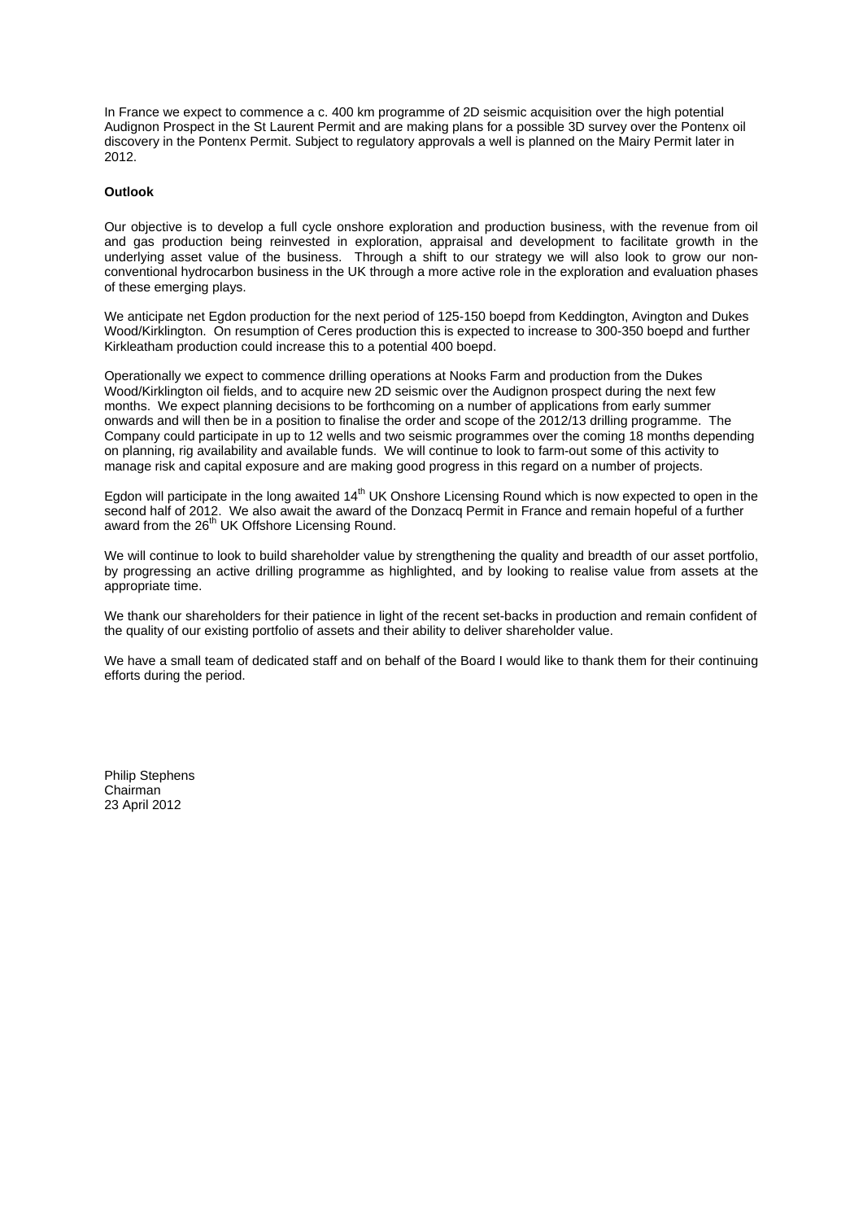In France we expect to commence a c. 400 km programme of 2D seismic acquisition over the high potential Audignon Prospect in the St Laurent Permit and are making plans for a possible 3D survey over the Pontenx oil discovery in the Pontenx Permit. Subject to regulatory approvals a well is planned on the Mairy Permit later in 2012.

**Outlook**

Our objective is to develop a full cycle onshore exploration and production business, with the revenue from oil and gas production being reinvested in exploration, appraisal and development to facilitate growth in the underlying asset value of the business. Through a shift to our strategy we will also look to grow our non-conventional hydrocarbon business in the UK through a more active role in the exploration and evaluation phases of these emerging plays.

We anticipate net Egdon production for the next period of 125-150 boepd from Keddington, Avington and Dukes Wood/Kirklington. On resumption of Ceres production this is expected to increase to 300-350 boepd and further Kirkleatham production could increase this to a potential 400 boepd.

Operationally we expect to commence drilling operations at Nooks Farm and production from the Dukes Wood/Kirklington oil fields, and to acquire new 2D seismic over the Audignon prospect during the next few months. We expect planning decisions to be forthcoming on a number of applications from early summer onwards and will then be in a position to finalise the order and scope of the 2012/13 drilling programme. The Company could participate in up to 12 wells and two seismic programmes over the coming 18 months depending on planning, rig availability and available funds. We will continue to look to farm-out some of this activity to manage risk and capital exposure and are making good progress in this regard on a number of projects.

Egdon will participate in the long awaited 14th UK Onshore Licensing Round which is now expected to open in the second half of 2012. We also await the award of the Donzacq Permit in France and remain hopeful of a further award from the 26th UK Offshore Licensing Round.

We will continue to look to build shareholder value by strengthening the quality and breadth of our asset portfolio, by progressing an active drilling programme as highlighted, and by looking to realise value from assets at the appropriate time.

We thank our shareholders for their patience in light of the recent set-backs in production and remain confident of the quality of our existing portfolio of assets and their ability to deliver shareholder value.

We have a small team of dedicated staff and on behalf of the Board I would like to thank them for their continuing efforts during the period.

Philip Stephens
Chairman
23 April 2012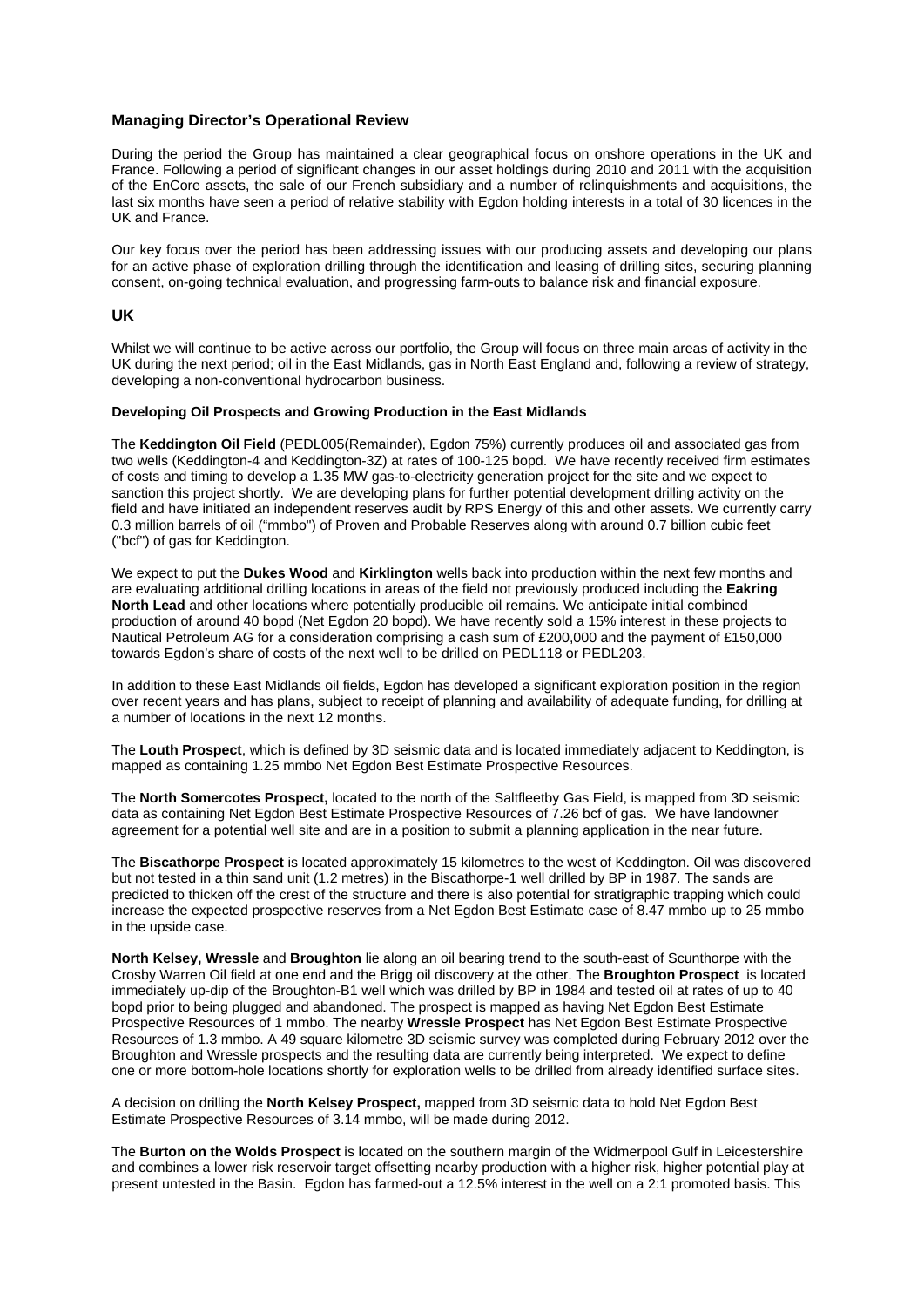## Managing Director's Operational Review

During the period the Group has maintained a clear geographical focus on onshore operations in the UK and France. Following a period of significant changes in our asset holdings during 2010 and 2011 with the acquisition of the EnCore assets, the sale of our French subsidiary and a number of relinquishments and acquisitions, the last six months have seen a period of relative stability with Egdon holding interests in a total of 30 licences in the UK and France.

Our key focus over the period has been addressing issues with our producing assets and developing our plans for an active phase of exploration drilling through the identification and leasing of drilling sites, securing planning consent, on-going technical evaluation, and progressing farm-outs to balance risk and financial exposure.

### UK

Whilst we will continue to be active across our portfolio, the Group will focus on three main areas of activity in the UK during the next period; oil in the East Midlands, gas in North East England and, following a review of strategy, developing a non-conventional hydrocarbon business.

#### Developing Oil Prospects and Growing Production in the East Midlands

The **Keddington Oil Field** (PEDL005(Remainder), Egdon 75%) currently produces oil and associated gas from two wells (Keddington-4 and Keddington-3Z) at rates of 100-125 bopd. We have recently received firm estimates of costs and timing to develop a 1.35 MW gas-to-electricity generation project for the site and we expect to sanction this project shortly. We are developing plans for further potential development drilling activity on the field and have initiated an independent reserves audit by RPS Energy of this and other assets. We currently carry 0.3 million barrels of oil ("mmbo") of Proven and Probable Reserves along with around 0.7 billion cubic feet ("bcf") of gas for Keddington.

We expect to put the **Dukes Wood** and **Kirklington** wells back into production within the next few months and are evaluating additional drilling locations in areas of the field not previously produced including the **Eakring North Lead** and other locations where potentially producible oil remains. We anticipate initial combined production of around 40 bopd (Net Egdon 20 bopd). We have recently sold a 15% interest in these projects to Nautical Petroleum AG for a consideration comprising a cash sum of £200,000 and the payment of £150,000 towards Egdon's share of costs of the next well to be drilled on PEDL118 or PEDL203.

In addition to these East Midlands oil fields, Egdon has developed a significant exploration position in the region over recent years and has plans, subject to receipt of planning and availability of adequate funding, for drilling at a number of locations in the next 12 months.

The **Louth Prospect**, which is defined by 3D seismic data and is located immediately adjacent to Keddington, is mapped as containing 1.25 mmbo Net Egdon Best Estimate Prospective Resources.

The **North Somercotes Prospect,** located to the north of the Saltfleetby Gas Field, is mapped from 3D seismic data as containing Net Egdon Best Estimate Prospective Resources of 7.26 bcf of gas. We have landowner agreement for a potential well site and are in a position to submit a planning application in the near future.

The **Biscathorpe Prospect** is located approximately 15 kilometres to the west of Keddington. Oil was discovered but not tested in a thin sand unit (1.2 metres) in the Biscathorpe-1 well drilled by BP in 1987. The sands are predicted to thicken off the crest of the structure and there is also potential for stratigraphic trapping which could increase the expected prospective reserves from a Net Egdon Best Estimate case of 8.47 mmbo up to 25 mmbo in the upside case.

**North Kelsey, Wressle** and **Broughton** lie along an oil bearing trend to the south-east of Scunthorpe with the Crosby Warren Oil field at one end and the Brigg oil discovery at the other. The **Broughton Prospect** is located immediately up-dip of the Broughton-B1 well which was drilled by BP in 1984 and tested oil at rates of up to 40 bopd prior to being plugged and abandoned. The prospect is mapped as having Net Egdon Best Estimate Prospective Resources of 1 mmbo. The nearby **Wressle Prospect** has Net Egdon Best Estimate Prospective Resources of 1.3 mmbo. A 49 square kilometre 3D seismic survey was completed during February 2012 over the Broughton and Wressle prospects and the resulting data are currently being interpreted. We expect to define one or more bottom-hole locations shortly for exploration wells to be drilled from already identified surface sites.

A decision on drilling the **North Kelsey Prospect,** mapped from 3D seismic data to hold Net Egdon Best Estimate Prospective Resources of 3.14 mmbo, will be made during 2012.

The **Burton on the Wolds Prospect** is located on the southern margin of the Widmerpool Gulf in Leicestershire and combines a lower risk reservoir target offsetting nearby production with a higher risk, higher potential play at present untested in the Basin. Egdon has farmed-out a 12.5% interest in the well on a 2:1 promoted basis. This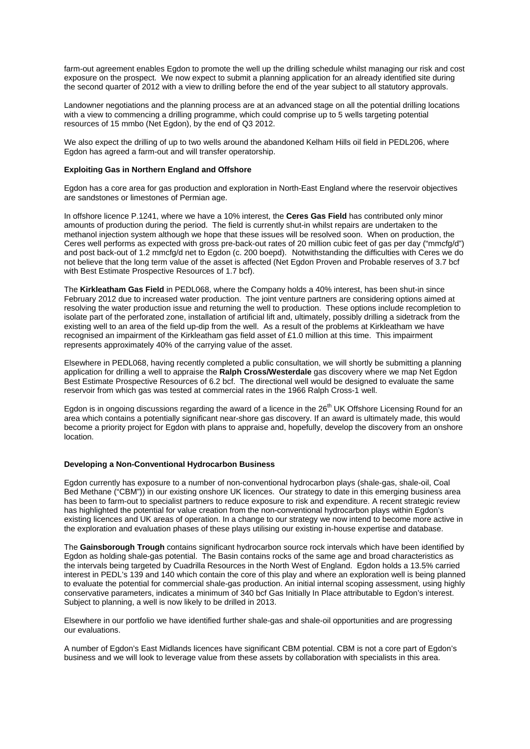farm-out agreement enables Egdon to promote the well up the drilling schedule whilst managing our risk and cost exposure on the prospect. We now expect to submit a planning application for an already identified site during the second quarter of 2012 with a view to drilling before the end of the year subject to all statutory approvals.

Landowner negotiations and the planning process are at an advanced stage on all the potential drilling locations with a view to commencing a drilling programme, which could comprise up to 5 wells targeting potential resources of 15 mmbo (Net Egdon), by the end of Q3 2012.

We also expect the drilling of up to two wells around the abandoned Kelham Hills oil field in PEDL206, where Egdon has agreed a farm-out and will transfer operatorship.

**Exploiting Gas in Northern England and Offshore**

Egdon has a core area for gas production and exploration in North-East England where the reservoir objectives are sandstones or limestones of Permian age.

In offshore licence P.1241, where we have a 10% interest, the **Ceres Gas Field** has contributed only minor amounts of production during the period. The field is currently shut-in whilst repairs are undertaken to the methanol injection system although we hope that these issues will be resolved soon. When on production, the Ceres well performs as expected with gross pre-back-out rates of 20 million cubic feet of gas per day ("mmcfg/d") and post back-out of 1.2 mmcfg/d net to Egdon (c. 200 boepd). Notwithstanding the difficulties with Ceres we do not believe that the long term value of the asset is affected (Net Egdon Proven and Probable reserves of 3.7 bcf with Best Estimate Prospective Resources of 1.7 bcf).

The **Kirkleatham Gas Field** in PEDL068, where the Company holds a 40% interest, has been shut-in since February 2012 due to increased water production. The joint venture partners are considering options aimed at resolving the water production issue and returning the well to production. These options include recompletion to isolate part of the perforated zone, installation of artificial lift and, ultimately, possibly drilling a sidetrack from the existing well to an area of the field up-dip from the well. As a result of the problems at Kirkleatham we have recognised an impairment of the Kirkleatham gas field asset of £1.0 million at this time. This impairment represents approximately 40% of the carrying value of the asset.

Elsewhere in PEDL068, having recently completed a public consultation, we will shortly be submitting a planning application for drilling a well to appraise the **Ralph Cross/Westerdale** gas discovery where we map Net Egdon Best Estimate Prospective Resources of 6.2 bcf. The directional well would be designed to evaluate the same reservoir from which gas was tested at commercial rates in the 1966 Ralph Cross-1 well.

Egdon is in ongoing discussions regarding the award of a licence in the 26th UK Offshore Licensing Round for an area which contains a potentially significant near-shore gas discovery. If an award is ultimately made, this would become a priority project for Egdon with plans to appraise and, hopefully, develop the discovery from an onshore location.

**Developing a Non-Conventional Hydrocarbon Business**

Egdon currently has exposure to a number of non-conventional hydrocarbon plays (shale-gas, shale-oil, Coal Bed Methane ("CBM")) in our existing onshore UK licences. Our strategy to date in this emerging business area has been to farm-out to specialist partners to reduce exposure to risk and expenditure. A recent strategic review has highlighted the potential for value creation from the non-conventional hydrocarbon plays within Egdon's existing licences and UK areas of operation. In a change to our strategy we now intend to become more active in the exploration and evaluation phases of these plays utilising our existing in-house expertise and database.

The **Gainsborough Trough** contains significant hydrocarbon source rock intervals which have been identified by Egdon as holding shale-gas potential. The Basin contains rocks of the same age and broad characteristics as the intervals being targeted by Cuadrilla Resources in the North West of England. Egdon holds a 13.5% carried interest in PEDL's 139 and 140 which contain the core of this play and where an exploration well is being planned to evaluate the potential for commercial shale-gas production. An initial internal scoping assessment, using highly conservative parameters, indicates a minimum of 340 bcf Gas Initially In Place attributable to Egdon's interest. Subject to planning, a well is now likely to be drilled in 2013.

Elsewhere in our portfolio we have identified further shale-gas and shale-oil opportunities and are progressing our evaluations.

A number of Egdon's East Midlands licences have significant CBM potential. CBM is not a core part of Egdon's business and we will look to leverage value from these assets by collaboration with specialists in this area.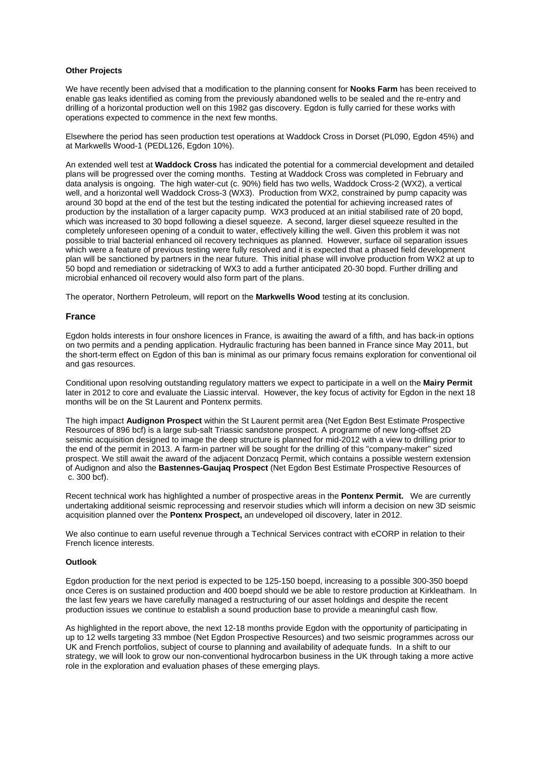**Other Projects**

We have recently been advised that a modification to the planning consent for **Nooks Farm** has been received to enable gas leaks identified as coming from the previously abandoned wells to be sealed and the re-entry and drilling of a horizontal production well on this 1982 gas discovery. Egdon is fully carried for these works with operations expected to commence in the next few months.

Elsewhere the period has seen production test operations at Waddock Cross in Dorset (PL090, Egdon 45%) and at Markwells Wood-1 (PEDL126, Egdon 10%).

An extended well test at **Waddock Cross** has indicated the potential for a commercial development and detailed plans will be progressed over the coming months. Testing at Waddock Cross was completed in February and data analysis is ongoing. The high water-cut (c. 90%) field has two wells, Waddock Cross-2 (WX2), a vertical well, and a horizontal well Waddock Cross-3 (WX3). Production from WX2, constrained by pump capacity was around 30 bopd at the end of the test but the testing indicated the potential for achieving increased rates of production by the installation of a larger capacity pump. WX3 produced at an initial stabilised rate of 20 bopd, which was increased to 30 bopd following a diesel squeeze. A second, larger diesel squeeze resulted in the completely unforeseen opening of a conduit to water, effectively killing the well. Given this problem it was not possible to trial bacterial enhanced oil recovery techniques as planned. However, surface oil separation issues which were a feature of previous testing were fully resolved and it is expected that a phased field development plan will be sanctioned by partners in the near future. This initial phase will involve production from WX2 at up to 50 bopd and remediation or sidetracking of WX3 to add a further anticipated 20-30 bopd. Further drilling and microbial enhanced oil recovery would also form part of the plans.

The operator, Northern Petroleum, will report on the **Markwells Wood** testing at its conclusion.

## France

Egdon holds interests in four onshore licences in France, is awaiting the award of a fifth, and has back-in options on two permits and a pending application. Hydraulic fracturing has been banned in France since May 2011, but the short-term effect on Egdon of this ban is minimal as our primary focus remains exploration for conventional oil and gas resources.

Conditional upon resolving outstanding regulatory matters we expect to participate in a well on the **Mairy Permit** later in 2012 to core and evaluate the Liassic interval. However, the key focus of activity for Egdon in the next 18 months will be on the St Laurent and Pontenx permits.

The high impact **Audignon Prospect** within the St Laurent permit area (Net Egdon Best Estimate Prospective Resources of 896 bcf) is a large sub-salt Triassic sandstone prospect. A programme of new long-offset 2D seismic acquisition designed to image the deep structure is planned for mid-2012 with a view to drilling prior to the end of the permit in 2013. A farm-in partner will be sought for the drilling of this "company-maker" sized prospect. We still await the award of the adjacent Donzacq Permit, which contains a possible western extension of Audignon and also the **Bastennes-Gaujaq Prospect** (Net Egdon Best Estimate Prospective Resources of c. 300 bcf).

Recent technical work has highlighted a number of prospective areas in the **Pontenx Permit.** We are currently undertaking additional seismic reprocessing and reservoir studies which will inform a decision on new 3D seismic acquisition planned over the **Pontenx Prospect,** an undeveloped oil discovery, later in 2012.

We also continue to earn useful revenue through a Technical Services contract with eCORP in relation to their French licence interests.

**Outlook**

Egdon production for the next period is expected to be 125-150 boepd, increasing to a possible 300-350 boepd once Ceres is on sustained production and 400 boepd should we be able to restore production at Kirkleatham. In the last few years we have carefully managed a restructuring of our asset holdings and despite the recent production issues we continue to establish a sound production base to provide a meaningful cash flow.

As highlighted in the report above, the next 12-18 months provide Egdon with the opportunity of participating in up to 12 wells targeting 33 mmboe (Net Egdon Prospective Resources) and two seismic programmes across our UK and French portfolios, subject of course to planning and availability of adequate funds. In a shift to our strategy, we will look to grow our non-conventional hydrocarbon business in the UK through taking a more active role in the exploration and evaluation phases of these emerging plays.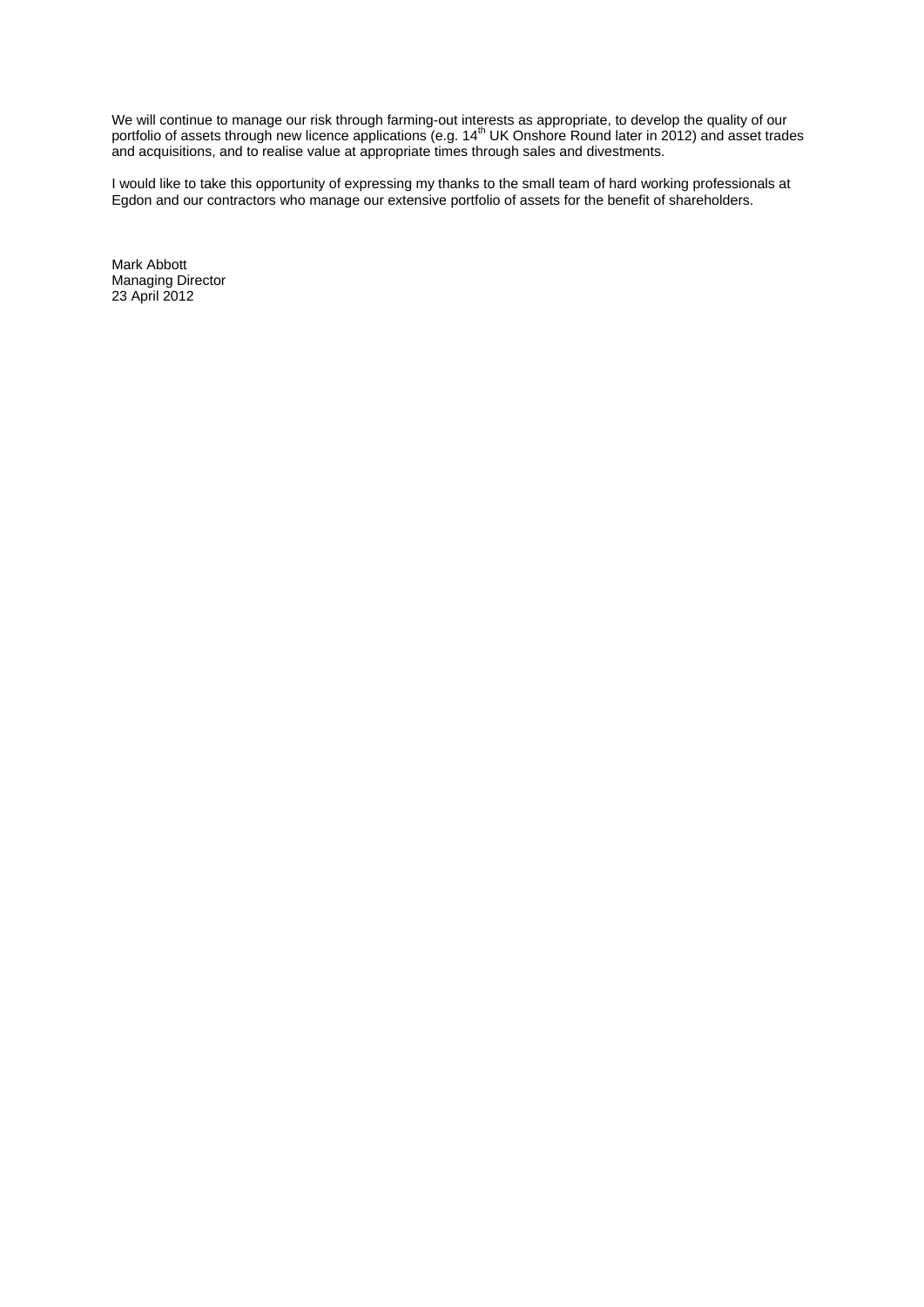We will continue to manage our risk through farming-out interests as appropriate, to develop the quality of our portfolio of assets through new licence applications (e.g. 14th UK Onshore Round later in 2012) and asset trades and acquisitions, and to realise value at appropriate times through sales and divestments.

I would like to take this opportunity of expressing my thanks to the small team of hard working professionals at Egdon and our contractors who manage our extensive portfolio of assets for the benefit of shareholders.

Mark Abbott
Managing Director
23 April 2012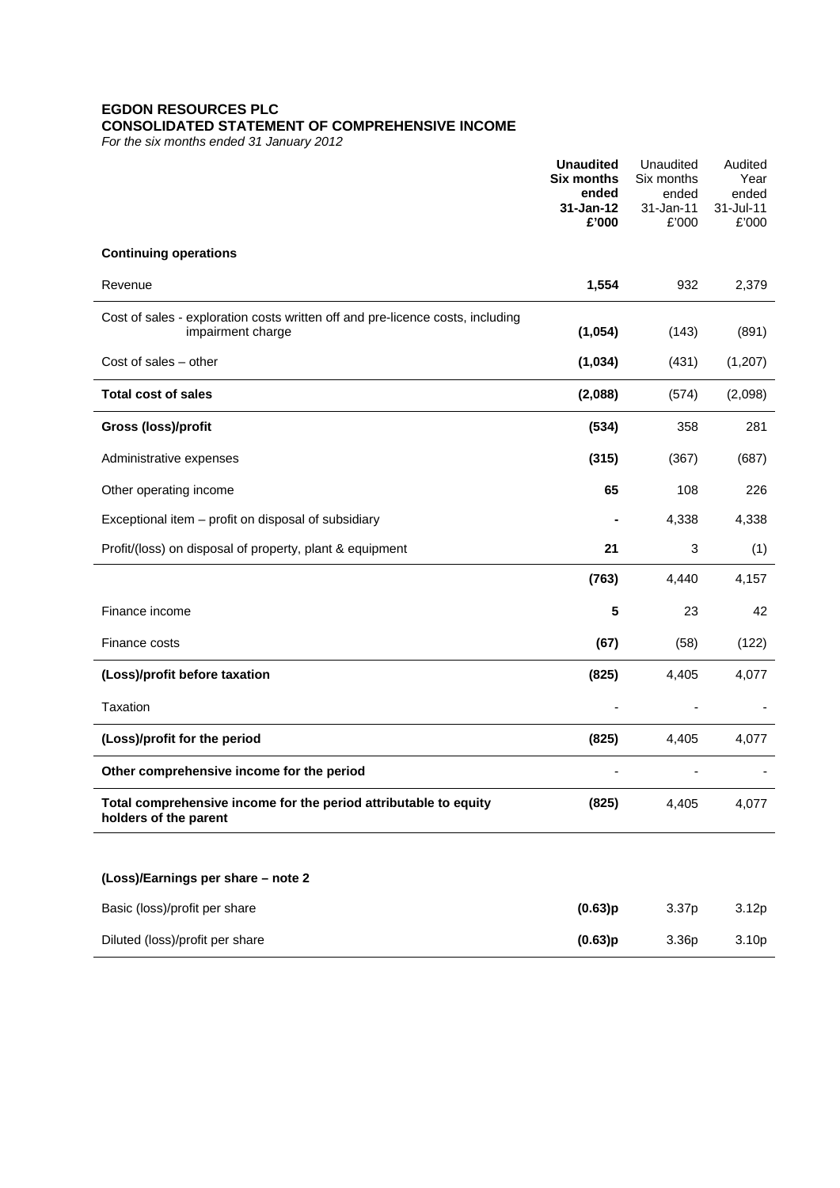**EGDON RESOURCES PLC**
**CONSOLIDATED STATEMENT OF COMPREHENSIVE INCOME**
*For the six months ended 31 January 2012*

| | **Unaudited Six months ended 31-Jan-12 £'000** | Unaudited Six months ended 31-Jan-11 £'000 | Audited Year ended 31-Jul-11 £'000 |
|---|---|---|---|
| **Continuing operations** | | | |
| Revenue | **1,554** | 932 | 2,379 |
| Cost of sales - exploration costs written off and pre-licence costs, including impairment charge | **(1,054)** | (143) | (891) |
| Cost of sales – other | **(1,034)** | (431) | (1,207) |
| **Total cost of sales** | **(2,088)** | (574) | (2,098) |
| **Gross (loss)/profit** | **(534)** | 358 | 281 |
| Administrative expenses | **(315)** | (367) | (687) |
| Other operating income | **65** | 108 | 226 |
| Exceptional item – profit on disposal of subsidiary | **-** | 4,338 | 4,338 |
| Profit/(loss) on disposal of property, plant & equipment | **21** | 3 | (1) |
| | **(763)** | 4,440 | 4,157 |
| Finance income | **5** | 23 | 42 |
| Finance costs | **(67)** | (58) | (122) |
| **(Loss)/profit before taxation** | **(825)** | 4,405 | 4,077 |
| Taxation | - | - | - |
| **(Loss)/profit for the period** | **(825)** | 4,405 | 4,077 |
| **Other comprehensive income for the period** | - | - | - |
| **Total comprehensive income for the period attributable to equity holders of the parent** | **(825)** | 4,405 | 4,077 |
| | | | |
| **(Loss)/Earnings per share – note 2** | | | |
| Basic (loss)/profit per share | **(0.63)p** | 3.37p | 3.12p |
| Diluted (loss)/profit per share | **(0.63)p** | 3.36p | 3.10p |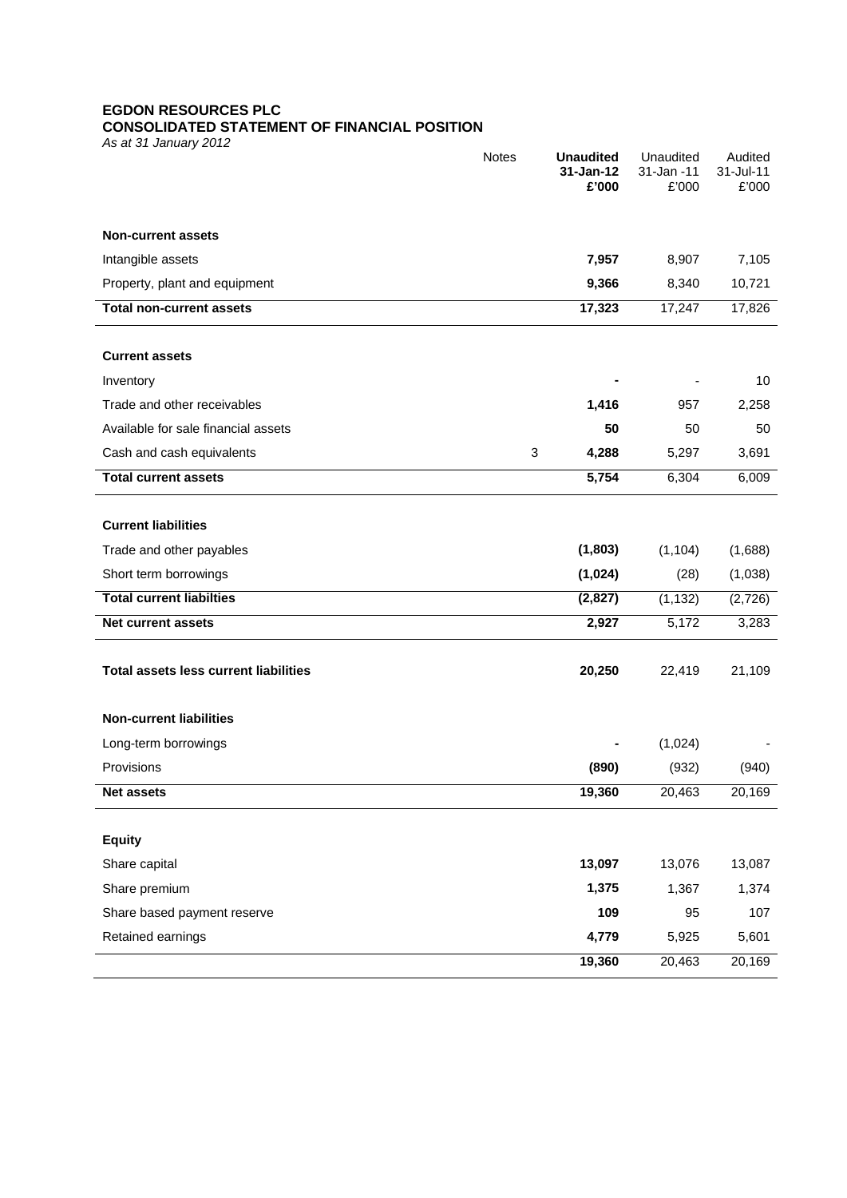**EGDON RESOURCES PLC**
**CONSOLIDATED STATEMENT OF FINANCIAL POSITION**
*As at 31 January 2012*

| | Notes | **Unaudited 31-Jan-12 £'000** | Unaudited 31-Jan -11 £'000 | Audited 31-Jul-11 £'000 |
|---|---|---|---|---|
| **Non-current assets** | | | | |
| Intangible assets | | **7,957** | 8,907 | 7,105 |
| Property, plant and equipment | | **9,366** | 8,340 | 10,721 |
| **Total non-current assets** | | **17,323** | 17,247 | 17,826 |
| **Current assets** | | | | |
| Inventory | | **-** | - | 10 |
| Trade and other receivables | | **1,416** | 957 | 2,258 |
| Available for sale financial assets | | **50** | 50 | 50 |
| Cash and cash equivalents | 3 | **4,288** | 5,297 | 3,691 |
| **Total current assets** | | **5,754** | 6,304 | 6,009 |
| **Current liabilities** | | | | |
| Trade and other payables | | **(1,803)** | (1,104) | (1,688) |
| Short term borrowings | | **(1,024)** | (28) | (1,038) |
| **Total current liabilties** | | **(2,827)** | (1,132) | (2,726) |
| **Net current assets** | | **2,927** | 5,172 | 3,283 |
| **Total assets less current liabilities** | | **20,250** | 22,419 | 21,109 |
| **Non-current liabilities** | | | | |
| Long-term borrowings | | **-** | (1,024) | - |
| Provisions | | **(890)** | (932) | (940) |
| **Net assets** | | **19,360** | 20,463 | 20,169 |
| **Equity** | | | | |
| Share capital | | **13,097** | 13,076 | 13,087 |
| Share premium | | **1,375** | 1,367 | 1,374 |
| Share based payment reserve | | **109** | 95 | 107 |
| Retained earnings | | **4,779** | 5,925 | 5,601 |
| | | **19,360** | 20,463 | 20,169 |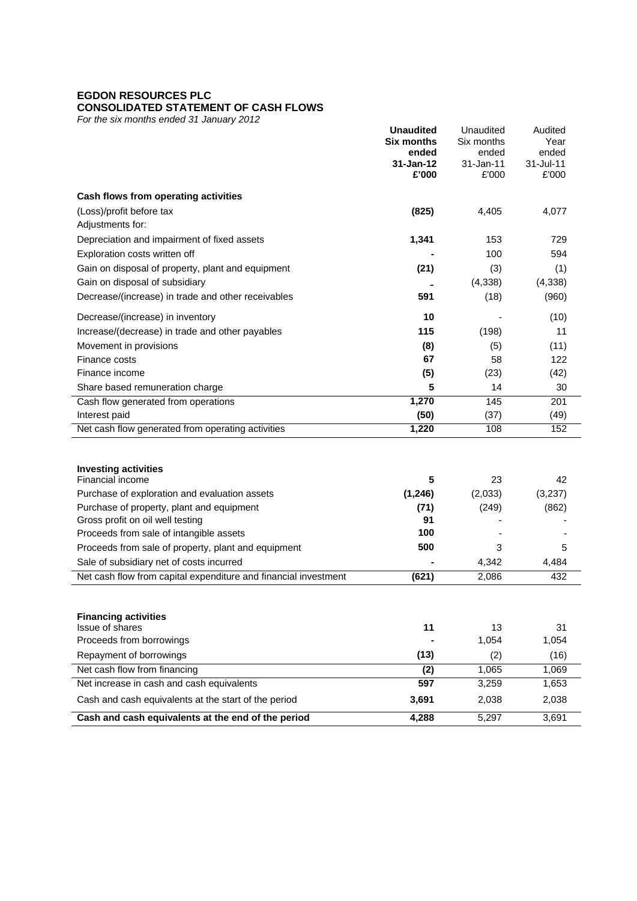**EGDON RESOURCES PLC**
**CONSOLIDATED STATEMENT OF CASH FLOWS**
*For the six months ended 31 January 2012*

| | **Unaudited Six months ended 31-Jan-12 £'000** | Unaudited Six months ended 31-Jan-11 £'000 | Audited Year ended 31-Jul-11 £'000 |
|---|---|---|---|
| **Cash flows from operating activities** | | | |
| (Loss)/profit before tax | **(825)** | 4,405 | 4,077 |
| Adjustments for: | | | |
| Depreciation and impairment of fixed assets | **1,341** | 153 | 729 |
| Exploration costs written off | **-** | 100 | 594 |
| Gain on disposal of property, plant and equipment | **(21)** | (3) | (1) |
| Gain on disposal of subsidiary | **-** | (4,338) | (4,338) |
| Decrease/(increase) in trade and other receivables | **591** | (18) | (960) |
| Decrease/(increase) in inventory | **10** | - | (10) |
| Increase/(decrease) in trade and other payables | **115** | (198) | 11 |
| Movement in provisions | **(8)** | (5) | (11) |
| Finance costs | **67** | 58 | 122 |
| Finance income | **(5)** | (23) | (42) |
| Share based remuneration charge | **5** | 14 | 30 |
| Cash flow generated from operations | **1,270** | 145 | 201 |
| Interest paid | **(50)** | (37) | (49) |
| Net cash flow generated from operating activities | **1,220** | 108 | 152 |
| | | | |
| **Investing activities** | | | |
| Financial income | **5** | 23 | 42 |
| Purchase of exploration and evaluation assets | **(1,246)** | (2,033) | (3,237) |
| Purchase of property, plant and equipment | **(71)** | (249) | (862) |
| Gross profit on oil well testing | **91** | - | - |
| Proceeds from sale of intangible assets | **100** | - | - |
| Proceeds from sale of property, plant and equipment | **500** | 3 | 5 |
| Sale of subsidiary net of costs incurred | **-** | 4,342 | 4,484 |
| Net cash flow from capital expenditure and financial investment | **(621)** | 2,086 | 432 |
| | | | |
| **Financing activities** | | | |
| Issue of shares | **11** | 13 | 31 |
| Proceeds from borrowings | **-** | 1,054 | 1,054 |
| Repayment of borrowings | **(13)** | (2) | (16) |
| Net cash flow from financing | **(2)** | 1,065 | 1,069 |
| Net increase in cash and cash equivalents | **597** | 3,259 | 1,653 |
| Cash and cash equivalents at the start of the period | **3,691** | 2,038 | 2,038 |
| **Cash and cash equivalents at the end of the period** | **4,288** | 5,297 | 3,691 |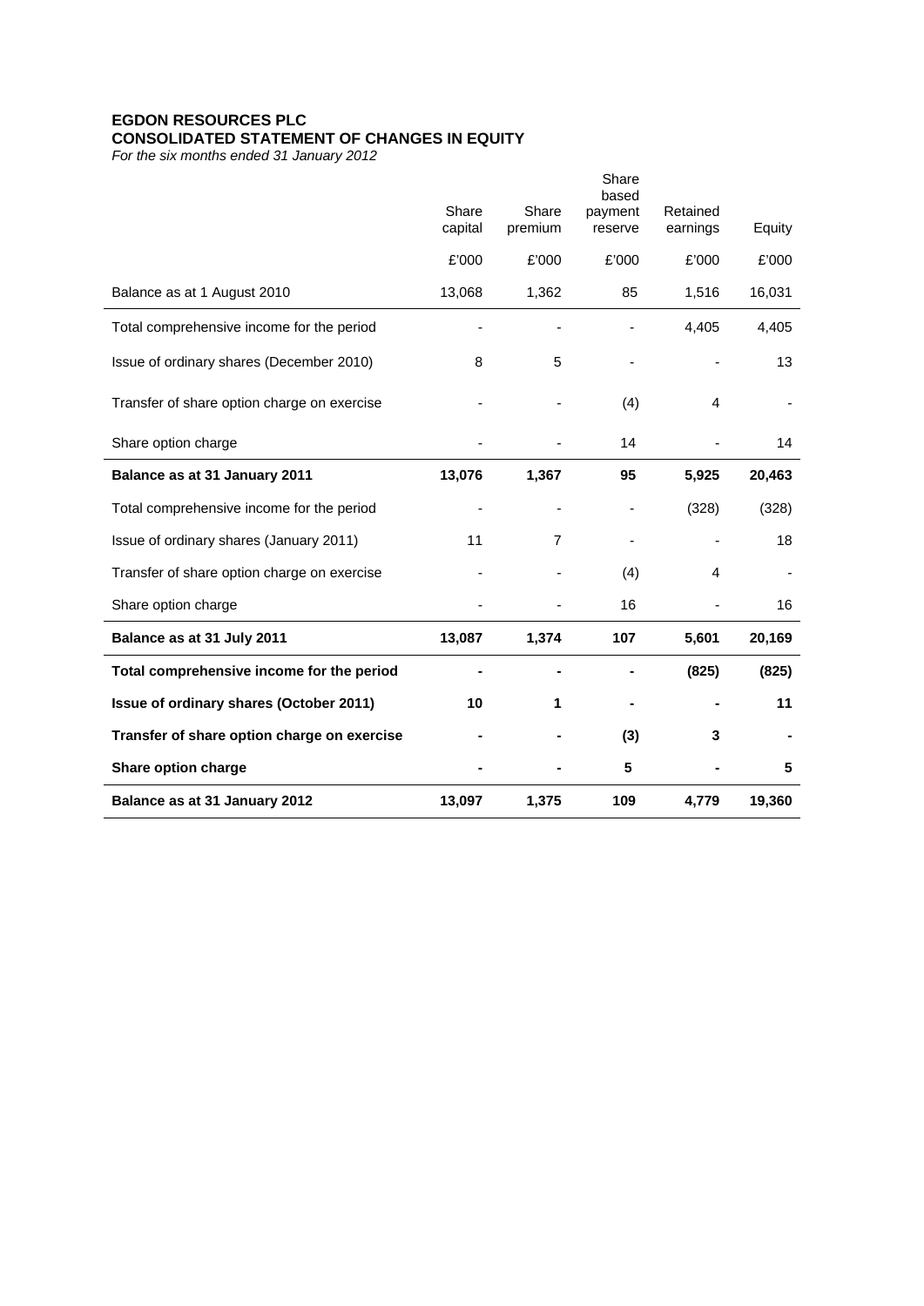# EGDON RESOURCES PLC
## CONSOLIDATED STATEMENT OF CHANGES IN EQUITY
*For the six months ended 31 January 2012*

| | Share capital | Share premium | Share based payment reserve | Retained earnings | Equity |
|---|---|---|---|---|---|
| | £'000 | £'000 | £'000 | £'000 | £'000 |
| Balance as at 1 August 2010 | 13,068 | 1,362 | 85 | 1,516 | 16,031 |
| Total comprehensive income for the period | - | - | - | 4,405 | 4,405 |
| Issue of ordinary shares (December 2010) | 8 | 5 | - | - | 13 |
| Transfer of share option charge on exercise | - | - | (4) | 4 | - |
| Share option charge | - | - | 14 | - | 14 |
| **Balance as at 31 January 2011** | **13,076** | **1,367** | **95** | **5,925** | **20,463** |
| Total comprehensive income for the period | - | - | - | (328) | (328) |
| Issue of ordinary shares (January 2011) | 11 | 7 | - | - | 18 |
| Transfer of share option charge on exercise | - | - | (4) | 4 | - |
| Share option charge | - | - | 16 | - | 16 |
| **Balance as at 31 July 2011** | **13,087** | **1,374** | **107** | **5,601** | **20,169** |
| **Total comprehensive income for the period** | **-** | **-** | **-** | **(825)** | **(825)** |
| **Issue of ordinary shares (October 2011)** | **10** | **1** | **-** | **-** | **11** |
| **Transfer of share option charge on exercise** | **-** | **-** | **(3)** | **3** | **-** |
| **Share option charge** | **-** | **-** | **5** | **-** | **5** |
| **Balance as at 31 January 2012** | **13,097** | **1,375** | **109** | **4,779** | **19,360** |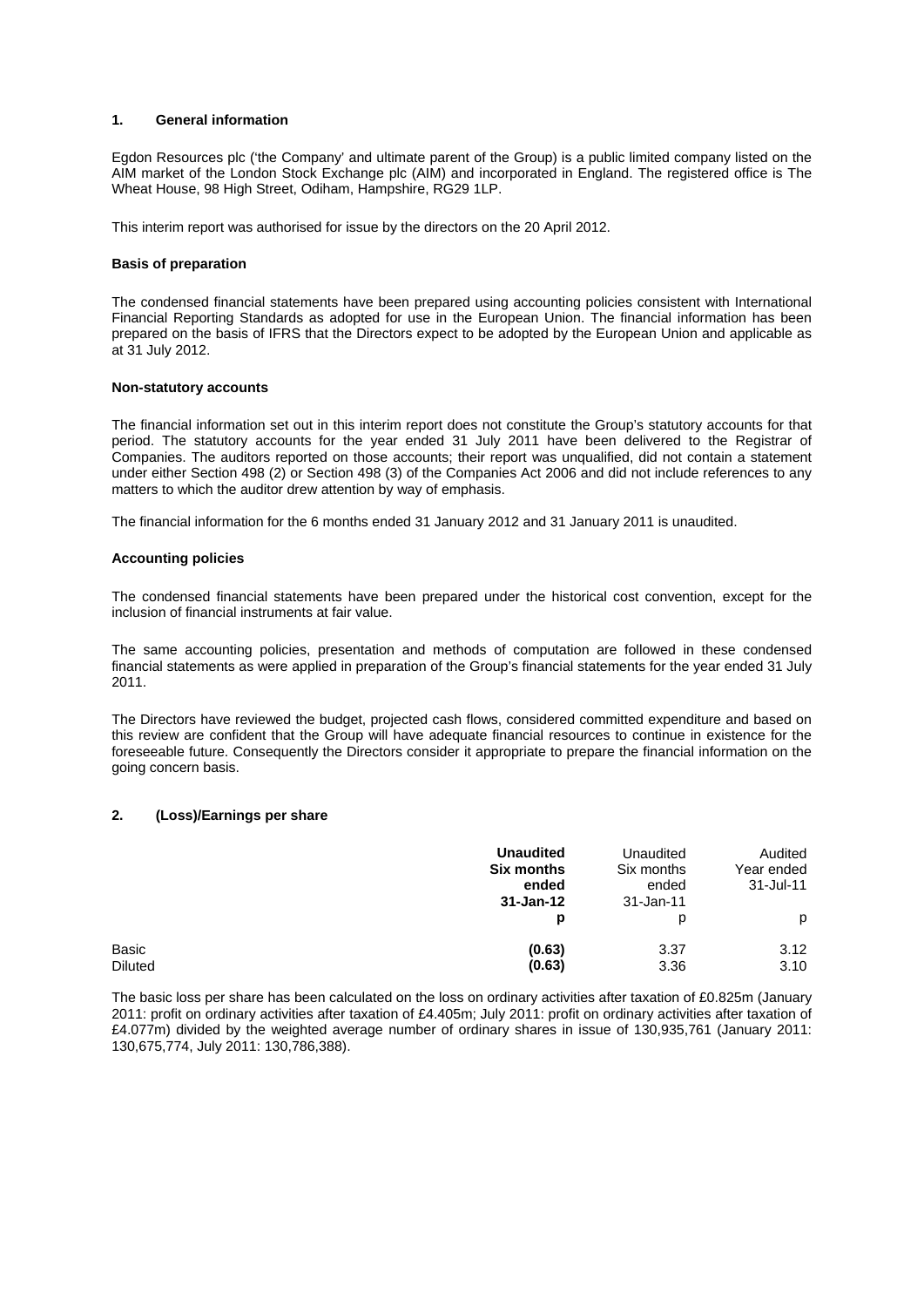## 1. General information

Egdon Resources plc ('the Company' and ultimate parent of the Group) is a public limited company listed on the AIM market of the London Stock Exchange plc (AIM) and incorporated in England. The registered office is The Wheat House, 98 High Street, Odiham, Hampshire, RG29 1LP.

This interim report was authorised for issue by the directors on the 20 April 2012.

### Basis of preparation

The condensed financial statements have been prepared using accounting policies consistent with International Financial Reporting Standards as adopted for use in the European Union. The financial information has been prepared on the basis of IFRS that the Directors expect to be adopted by the European Union and applicable as at 31 July 2012.

### Non-statutory accounts

The financial information set out in this interim report does not constitute the Group's statutory accounts for that period. The statutory accounts for the year ended 31 July 2011 have been delivered to the Registrar of Companies. The auditors reported on those accounts; their report was unqualified, did not contain a statement under either Section 498 (2) or Section 498 (3) of the Companies Act 2006 and did not include references to any matters to which the auditor drew attention by way of emphasis.

The financial information for the 6 months ended 31 January 2012 and 31 January 2011 is unaudited.

### Accounting policies

The condensed financial statements have been prepared under the historical cost convention, except for the inclusion of financial instruments at fair value.

The same accounting policies, presentation and methods of computation are followed in these condensed financial statements as were applied in preparation of the Group's financial statements for the year ended 31 July 2011.

The Directors have reviewed the budget, projected cash flows, considered committed expenditure and based on this review are confident that the Group will have adequate financial resources to continue in existence for the foreseeable future. Consequently the Directors consider it appropriate to prepare the financial information on the going concern basis.

## 2. (Loss)/Earnings per share

| | **Unaudited Six months ended 31-Jan-12** | Unaudited Six months ended 31-Jan-11 | Audited Year ended 31-Jul-11 |
|---|---|---|---|
| | **p** | p | p |
| Basic | **(0.63)** | 3.37 | 3.12 |
| Diluted | **(0.63)** | 3.36 | 3.10 |

The basic loss per share has been calculated on the loss on ordinary activities after taxation of £0.825m (January 2011: profit on ordinary activities after taxation of £4.405m; July 2011: profit on ordinary activities after taxation of £4.077m) divided by the weighted average number of ordinary shares in issue of 130,935,761 (January 2011: 130,675,774, July 2011: 130,786,388).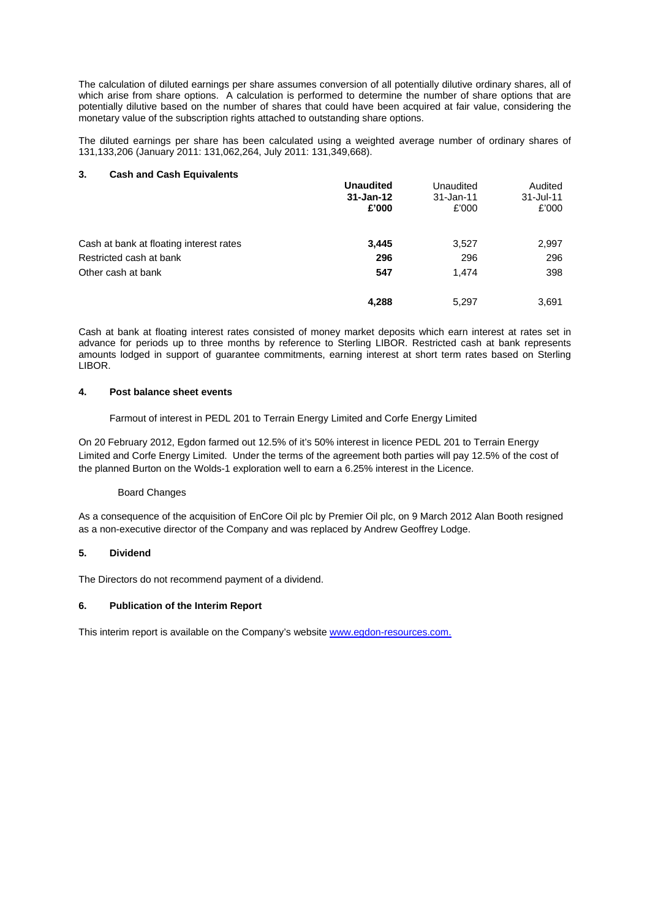The calculation of diluted earnings per share assumes conversion of all potentially dilutive ordinary shares, all of which arise from share options. A calculation is performed to determine the number of share options that are potentially dilutive based on the number of shares that could have been acquired at fair value, considering the monetary value of the subscription rights attached to outstanding share options.

The diluted earnings per share has been calculated using a weighted average number of ordinary shares of 131,133,206 (January 2011: 131,062,264, July 2011: 131,349,668).

### 3. Cash and Cash Equivalents

| | **Unaudited 31-Jan-12 £'000** | Unaudited 31-Jan-11 £'000 | Audited 31-Jul-11 £'000 |
|---|---|---|---|
| Cash at bank at floating interest rates | **3,445** | 3,527 | 2,997 |
| Restricted cash at bank | **296** | 296 | 296 |
| Other cash at bank | **547** | 1,474 | 398 |
| | **4,288** | 5,297 | 3,691 |

Cash at bank at floating interest rates consisted of money market deposits which earn interest at rates set in advance for periods up to three months by reference to Sterling LIBOR. Restricted cash at bank represents amounts lodged in support of guarantee commitments, earning interest at short term rates based on Sterling LIBOR.

### 4. Post balance sheet events

Farmout of interest in PEDL 201 to Terrain Energy Limited and Corfe Energy Limited

On 20 February 2012, Egdon farmed out 12.5% of it's 50% interest in licence PEDL 201 to Terrain Energy Limited and Corfe Energy Limited. Under the terms of the agreement both parties will pay 12.5% of the cost of the planned Burton on the Wolds-1 exploration well to earn a 6.25% interest in the Licence.

Board Changes

As a consequence of the acquisition of EnCore Oil plc by Premier Oil plc, on 9 March 2012 Alan Booth resigned as a non-executive director of the Company and was replaced by Andrew Geoffrey Lodge.

### 5. Dividend

The Directors do not recommend payment of a dividend.

### 6. Publication of the Interim Report

This interim report is available on the Company's website [www.egdon-resources.com.](http://www.egdon-resources.com)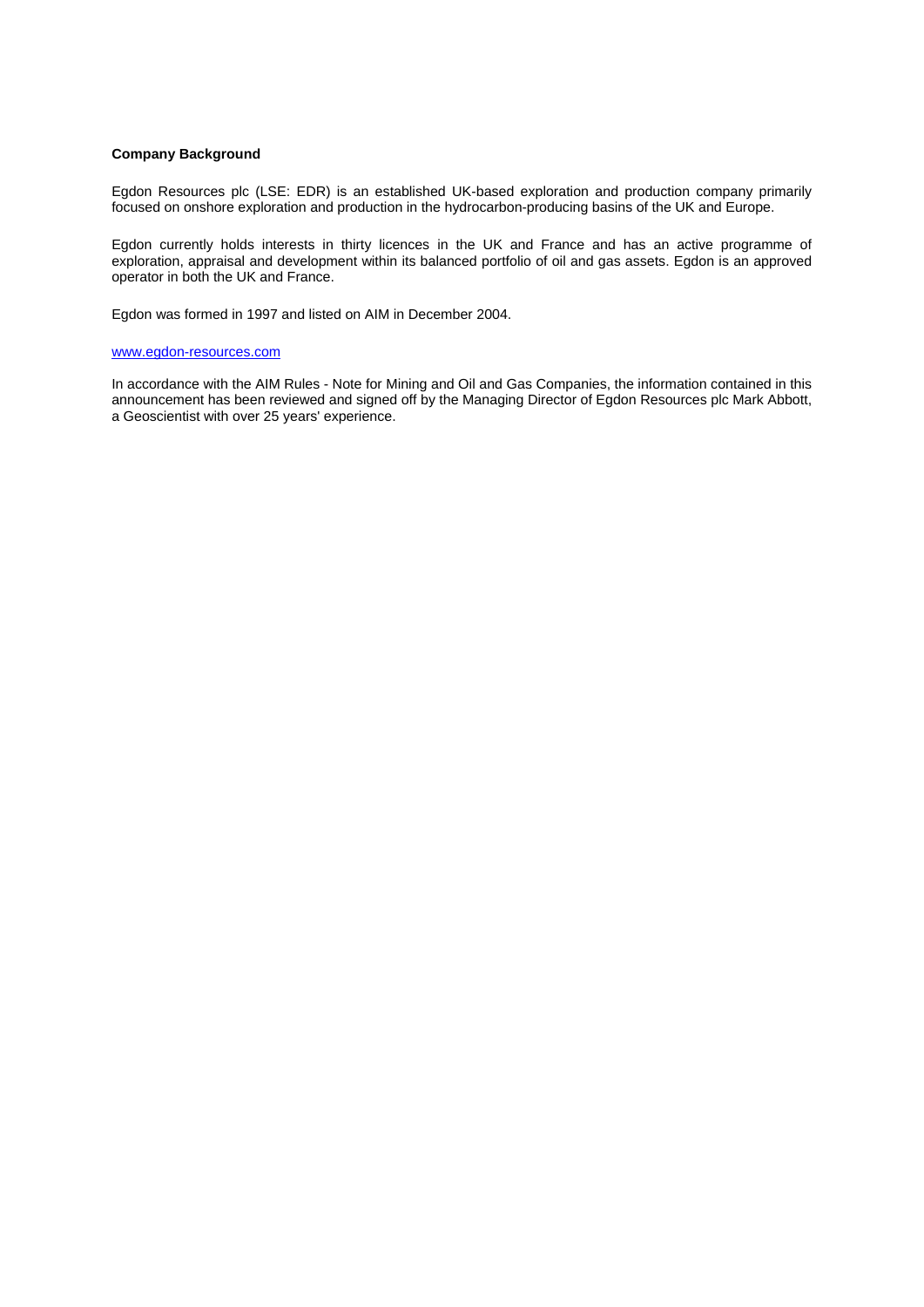**Company Background**

Egdon Resources plc (LSE: EDR) is an established UK-based exploration and production company primarily focused on onshore exploration and production in the hydrocarbon-producing basins of the UK and Europe.

Egdon currently holds interests in thirty licences in the UK and France and has an active programme of exploration, appraisal and development within its balanced portfolio of oil and gas assets. Egdon is an approved operator in both the UK and France.

Egdon was formed in 1997 and listed on AIM in December 2004.

www.egdon-resources.com

In accordance with the AIM Rules - Note for Mining and Oil and Gas Companies, the information contained in this announcement has been reviewed and signed off by the Managing Director of Egdon Resources plc Mark Abbott, a Geoscientist with over 25 years' experience.